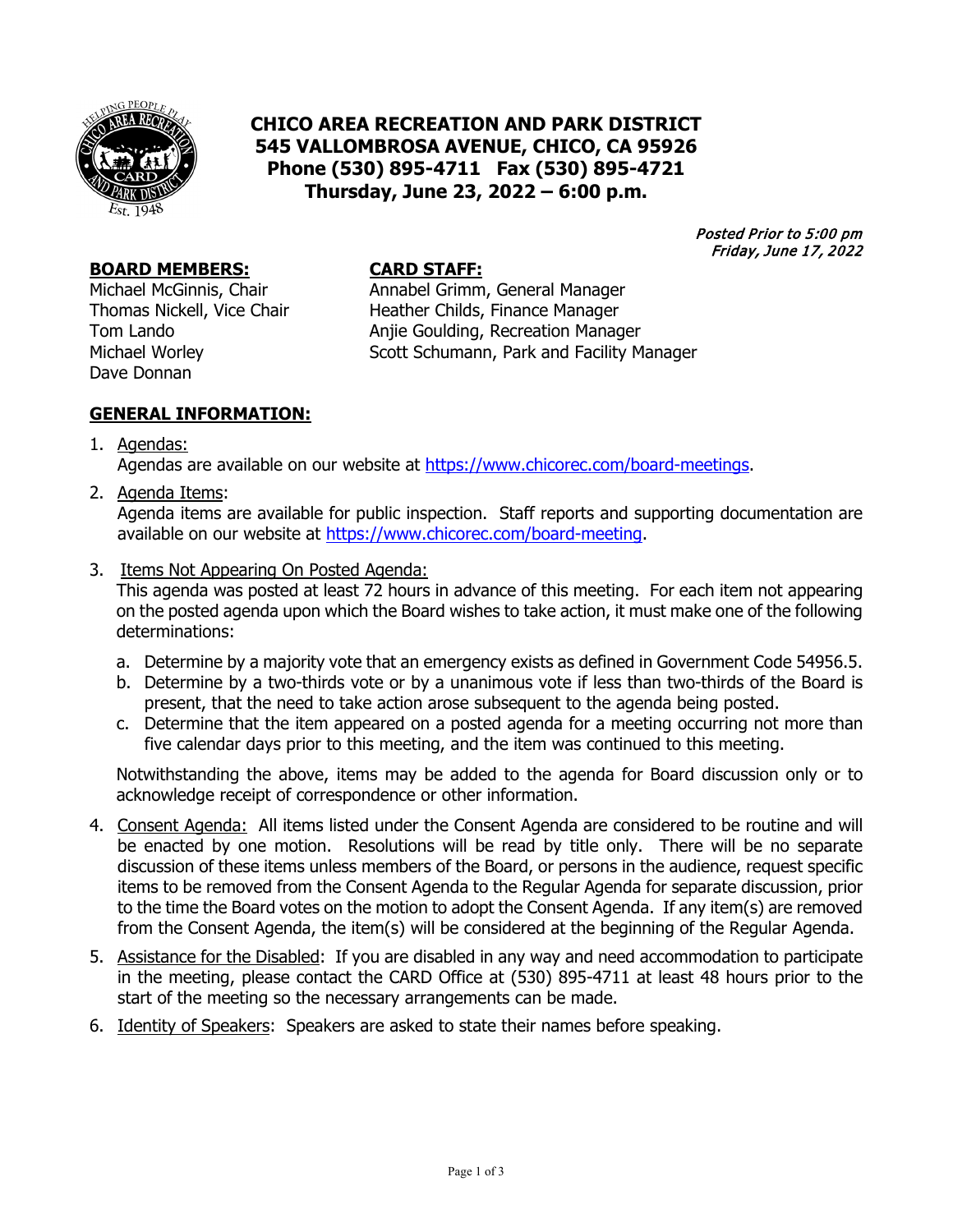# CHICO AREA RECREATION AND PARK DISTRICT
## 545 VALLOMBROSA AVENUE, CHICO, CA 95926
## Phone (530) 895-4711   Fax (530) 895-4721
## Thursday, June 23, 2022 – 6:00 p.m.

*Posted Prior to 5:00 pm*
*Friday, June 17, 2022*

**BOARD MEMBERS:**
Michael McGinnis, Chair
Thomas Nickell, Vice Chair
Tom Lando
Michael Worley
Dave Donnan

**CARD STAFF:**
Annabel Grimm, General Manager
Heather Childs, Finance Manager
Anjie Goulding, Recreation Manager
Scott Schumann, Park and Facility Manager

## GENERAL INFORMATION:

1. Agendas:
   Agendas are available on our website at https://www.chicorec.com/board-meetings.

2. Agenda Items:
   Agenda items are available for public inspection. Staff reports and supporting documentation are available on our website at https://www.chicorec.com/board-meeting.

3. Items Not Appearing On Posted Agenda:
   This agenda was posted at least 72 hours in advance of this meeting. For each item not appearing on the posted agenda upon which the Board wishes to take action, it must make one of the following determinations:

   a. Determine by a majority vote that an emergency exists as defined in Government Code 54956.5.
   b. Determine by a two-thirds vote or by a unanimous vote if less than two-thirds of the Board is present, that the need to take action arose subsequent to the agenda being posted.
   c. Determine that the item appeared on a posted agenda for a meeting occurring not more than five calendar days prior to this meeting, and the item was continued to this meeting.

   Notwithstanding the above, items may be added to the agenda for Board discussion only or to acknowledge receipt of correspondence or other information.

4. Consent Agenda: All items listed under the Consent Agenda are considered to be routine and will be enacted by one motion. Resolutions will be read by title only. There will be no separate discussion of these items unless members of the Board, or persons in the audience, request specific items to be removed from the Consent Agenda to the Regular Agenda for separate discussion, prior to the time the Board votes on the motion to adopt the Consent Agenda. If any item(s) are removed from the Consent Agenda, the item(s) will be considered at the beginning of the Regular Agenda.

5. Assistance for the Disabled: If you are disabled in any way and need accommodation to participate in the meeting, please contact the CARD Office at (530) 895-4711 at least 48 hours prior to the start of the meeting so the necessary arrangements can be made.

6. Identity of Speakers: Speakers are asked to state their names before speaking.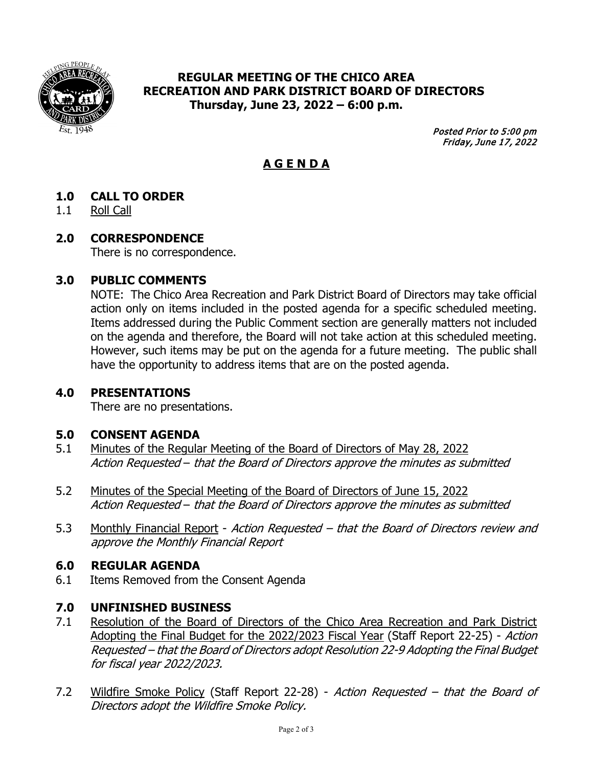**REGULAR MEETING OF THE CHICO AREA RECREATION AND PARK DISTRICT BOARD OF DIRECTORS**
**Thursday, June 23, 2022 – 6:00 p.m.**

*Posted Prior to 5:00 pm Friday, June 17, 2022*

# A G E N D A

## 1.0 CALL TO ORDER

1.1 Roll Call

## 2.0 CORRESPONDENCE

There is no correspondence.

## 3.0 PUBLIC COMMENTS

NOTE: The Chico Area Recreation and Park District Board of Directors may take official action only on items included in the posted agenda for a specific scheduled meeting. Items addressed during the Public Comment section are generally matters not included on the agenda and therefore, the Board will not take action at this scheduled meeting. However, such items may be put on the agenda for a future meeting. The public shall have the opportunity to address items that are on the posted agenda.

## 4.0 PRESENTATIONS

There are no presentations.

## 5.0 CONSENT AGENDA

5.1 Minutes of the Regular Meeting of the Board of Directors of May 28, 2022
*Action Requested – that the Board of Directors approve the minutes as submitted*

5.2 Minutes of the Special Meeting of the Board of Directors of June 15, 2022
*Action Requested – that the Board of Directors approve the minutes as submitted*

5.3 Monthly Financial Report - *Action Requested – that the Board of Directors review and approve the Monthly Financial Report*

## 6.0 REGULAR AGENDA

6.1 Items Removed from the Consent Agenda

## 7.0 UNFINISHED BUSINESS

7.1 Resolution of the Board of Directors of the Chico Area Recreation and Park District Adopting the Final Budget for the 2022/2023 Fiscal Year (Staff Report 22-25) - *Action Requested – that the Board of Directors adopt Resolution 22-9 Adopting the Final Budget for fiscal year 2022/2023.*

7.2 Wildfire Smoke Policy (Staff Report 22-28) - *Action Requested – that the Board of Directors adopt the Wildfire Smoke Policy.*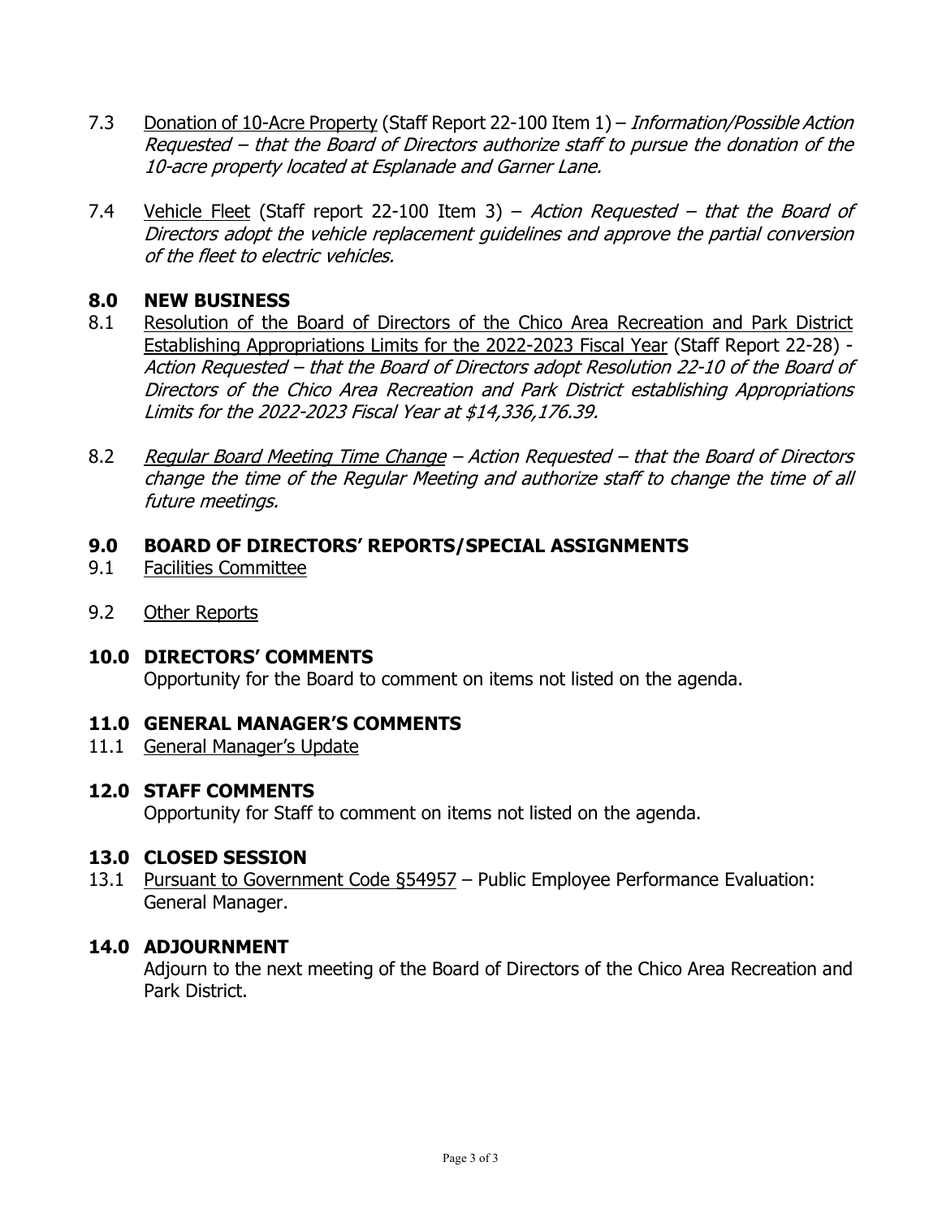7.3 Donation of 10-Acre Property (Staff Report 22-100 Item 1) – *Information/Possible Action Requested – that the Board of Directors authorize staff to pursue the donation of the 10-acre property located at Esplanade and Garner Lane.*

7.4 Vehicle Fleet (Staff report 22-100 Item 3) – *Action Requested – that the Board of Directors adopt the vehicle replacement guidelines and approve the partial conversion of the fleet to electric vehicles.*

## 8.0 NEW BUSINESS

8.1 Resolution of the Board of Directors of the Chico Area Recreation and Park District Establishing Appropriations Limits for the 2022-2023 Fiscal Year (Staff Report 22-28) - *Action Requested – that the Board of Directors adopt Resolution 22-10 of the Board of Directors of the Chico Area Recreation and Park District establishing Appropriations Limits for the 2022-2023 Fiscal Year at $14,336,176.39.*

8.2 *Regular Board Meeting Time Change – Action Requested – that the Board of Directors change the time of the Regular Meeting and authorize staff to change the time of all future meetings.*

## 9.0 BOARD OF DIRECTORS' REPORTS/SPECIAL ASSIGNMENTS

9.1 Facilities Committee

9.2 Other Reports

## 10.0 DIRECTORS' COMMENTS

Opportunity for the Board to comment on items not listed on the agenda.

## 11.0 GENERAL MANAGER'S COMMENTS

11.1 General Manager's Update

## 12.0 STAFF COMMENTS

Opportunity for Staff to comment on items not listed on the agenda.

## 13.0 CLOSED SESSION

13.1 Pursuant to Government Code §54957 – Public Employee Performance Evaluation: General Manager.

## 14.0 ADJOURNMENT

Adjourn to the next meeting of the Board of Directors of the Chico Area Recreation and Park District.